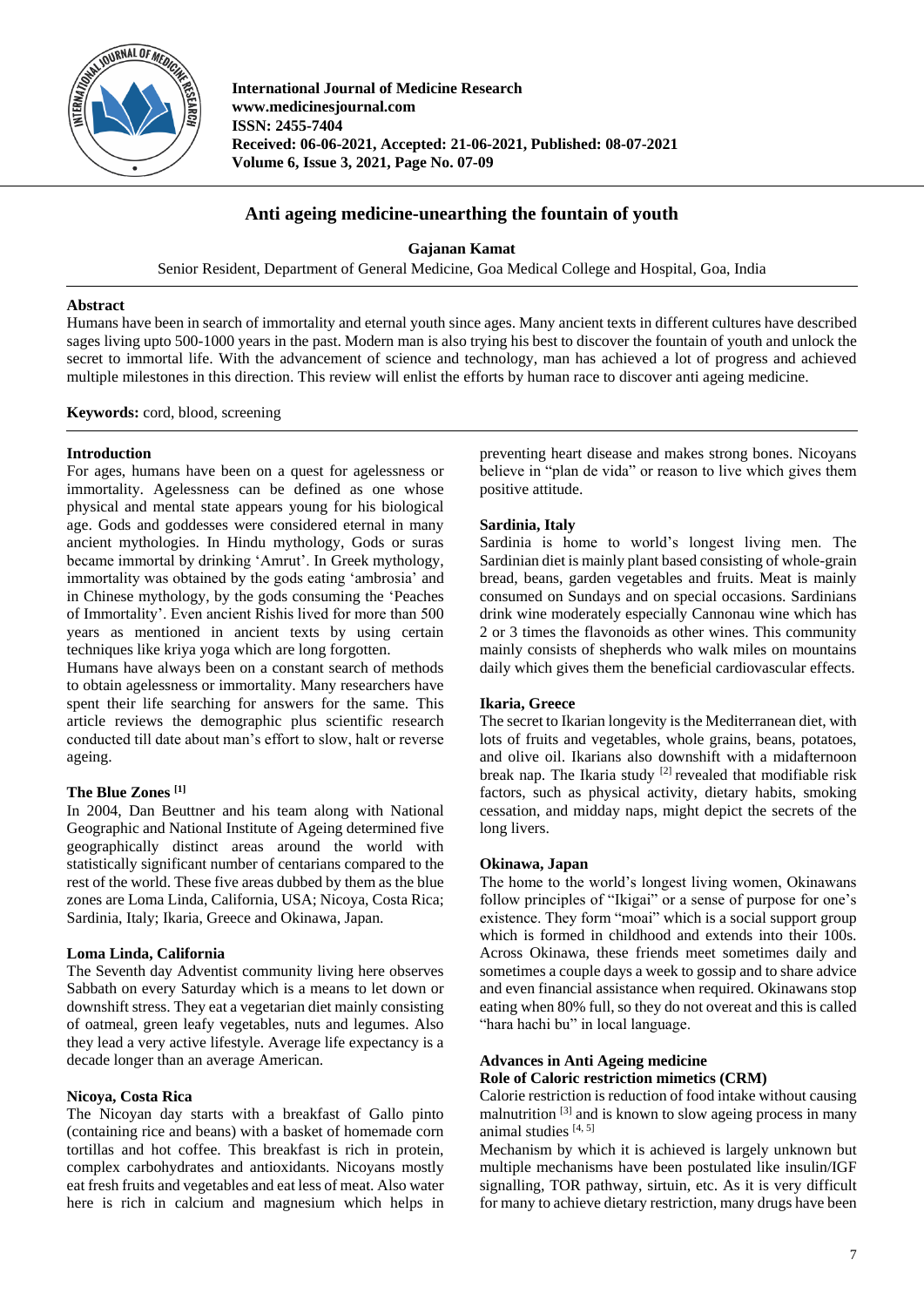International Journal of Medicine Research
www.medicinesjournal.com
ISSN: 2455-7404
Received: 06-06-2021, Accepted: 21-06-2021, Published: 08-07-2021
Volume 6, Issue 3, 2021, Page No. 07-09

# Anti ageing medicine-unearthing the fountain of youth

**Gajanan Kamat**

Senior Resident, Department of General Medicine, Goa Medical College and Hospital, Goa, India

## Abstract

Humans have been in search of immortality and eternal youth since ages. Many ancient texts in different cultures have described sages living upto 500-1000 years in the past. Modern man is also trying his best to discover the fountain of youth and unlock the secret to immortal life. With the advancement of science and technology, man has achieved a lot of progress and achieved multiple milestones in this direction. This review will enlist the efforts by human race to discover anti ageing medicine.

**Keywords:** cord, blood, screening

## Introduction

For ages, humans have been on a quest for agelessness or immortality. Agelessness can be defined as one whose physical and mental state appears young for his biological age. Gods and goddesses were considered eternal in many ancient mythologies. In Hindu mythology, Gods or suras became immortal by drinking 'Amrut'. In Greek mythology, immortality was obtained by the gods eating 'ambrosia' and in Chinese mythology, by the gods consuming the 'Peaches of Immortality'. Even ancient Rishis lived for more than 500 years as mentioned in ancient texts by using certain techniques like kriya yoga which are long forgotten.

Humans have always been on a constant search of methods to obtain agelessness or immortality. Many researchers have spent their life searching for answers for the same. This article reviews the demographic plus scientific research conducted till date about man's effort to slow, halt or reverse ageing.

## The Blue Zones [1]

In 2004, Dan Beuttner and his team along with National Geographic and National Institute of Ageing determined five geographically distinct areas around the world with statistically significant number of centarians compared to the rest of the world. These five areas dubbed by them as the blue zones are Loma Linda, California, USA; Nicoya, Costa Rica; Sardinia, Italy; Ikaria, Greece and Okinawa, Japan.

### Loma Linda, California

The Seventh day Adventist community living here observes Sabbath on every Saturday which is a means to let down or downshift stress. They eat a vegetarian diet mainly consisting of oatmeal, green leafy vegetables, nuts and legumes. Also they lead a very active lifestyle. Average life expectancy is a decade longer than an average American.

### Nicoya, Costa Rica

The Nicoyan day starts with a breakfast of Gallo pinto (containing rice and beans) with a basket of homemade corn tortillas and hot coffee. This breakfast is rich in protein, complex carbohydrates and antioxidants. Nicoyans mostly eat fresh fruits and vegetables and eat less of meat. Also water here is rich in calcium and magnesium which helps in preventing heart disease and makes strong bones. Nicoyans believe in "plan de vida" or reason to live which gives them positive attitude.

### Sardinia, Italy

Sardinia is home to world's longest living men. The Sardinian diet is mainly plant based consisting of whole-grain bread, beans, garden vegetables and fruits. Meat is mainly consumed on Sundays and on special occasions. Sardinians drink wine moderately especially Cannonau wine which has 2 or 3 times the flavonoids as other wines. This community mainly consists of shepherds who walk miles on mountains daily which gives them the beneficial cardiovascular effects.

### Ikaria, Greece

The secret to Ikarian longevity is the Mediterranean diet, with lots of fruits and vegetables, whole grains, beans, potatoes, and olive oil. Ikarians also downshift with a midafternoon break nap. The Ikaria study [2] revealed that modifiable risk factors, such as physical activity, dietary habits, smoking cessation, and midday naps, might depict the secrets of the long livers.

### Okinawa, Japan

The home to the world's longest living women, Okinawans follow principles of "Ikigai" or a sense of purpose for one's existence. They form "moai" which is a social support group which is formed in childhood and extends into their 100s. Across Okinawa, these friends meet sometimes daily and sometimes a couple days a week to gossip and to share advice and even financial assistance when required. Okinawans stop eating when 80% full, so they do not overeat and this is called "hara hachi bu" in local language.

## Advances in Anti Ageing medicine

### Role of Caloric restriction mimetics (CRM)

Calorie restriction is reduction of food intake without causing malnutrition [3] and is known to slow ageing process in many animal studies [4, 5]

Mechanism by which it is achieved is largely unknown but multiple mechanisms have been postulated like insulin/IGF signalling, TOR pathway, sirtuin, etc. As it is very difficult for many to achieve dietary restriction, many drugs have been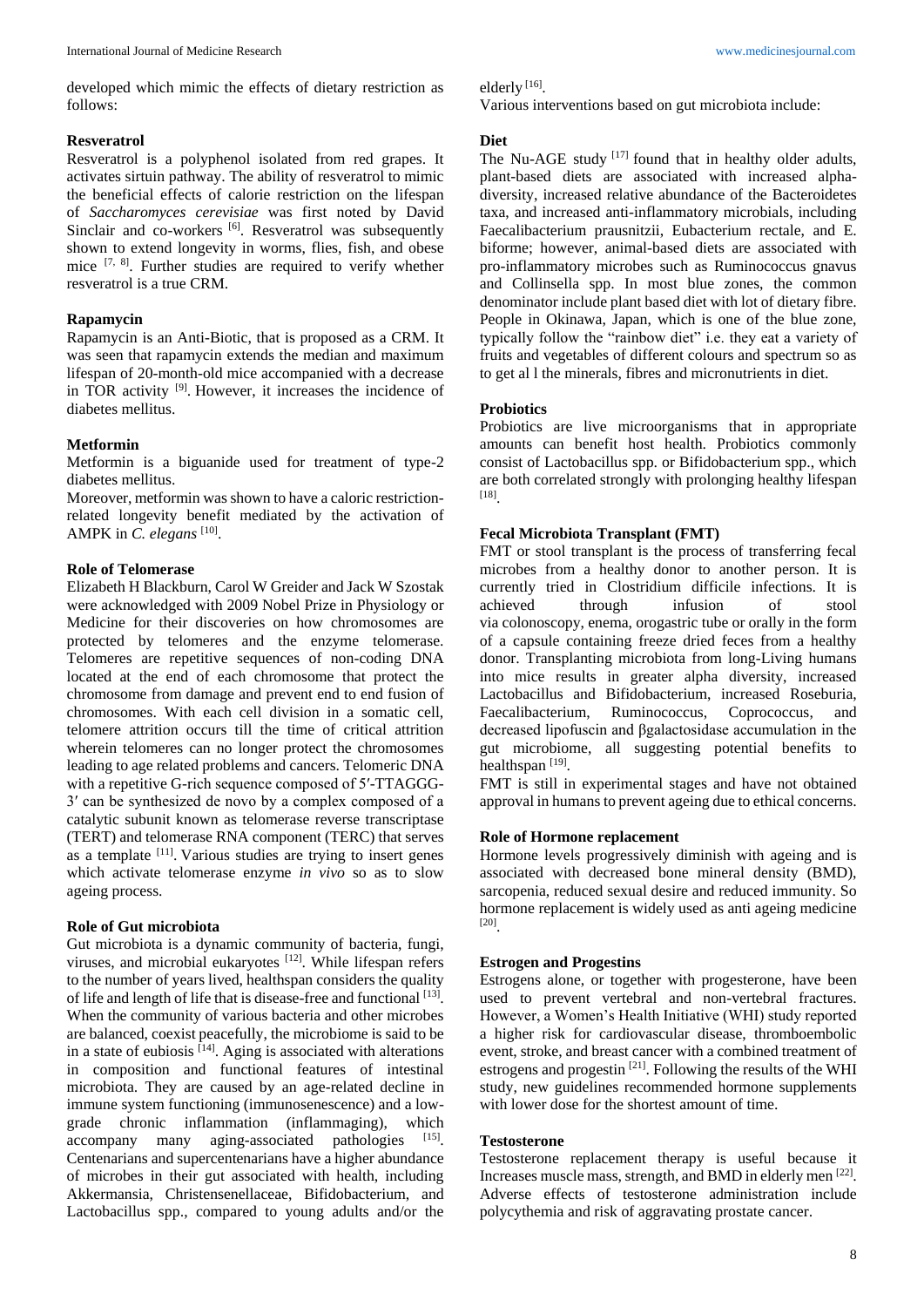developed which mimic the effects of dietary restriction as follows:

### Resveratrol

Resveratrol is a polyphenol isolated from red grapes. It activates sirtuin pathway. The ability of resveratrol to mimic the beneficial effects of calorie restriction on the lifespan of *Saccharomyces cerevisiae* was first noted by David Sinclair and co-workers [6]. Resveratrol was subsequently shown to extend longevity in worms, flies, fish, and obese mice [7, 8]. Further studies are required to verify whether resveratrol is a true CRM.

### Rapamycin

Rapamycin is an Anti-Biotic, that is proposed as a CRM. It was seen that rapamycin extends the median and maximum lifespan of 20-month-old mice accompanied with a decrease in TOR activity [9]. However, it increases the incidence of diabetes mellitus.

### Metformin

Metformin is a biguanide used for treatment of type-2 diabetes mellitus.

Moreover, metformin was shown to have a caloric restriction-related longevity benefit mediated by the activation of AMPK in *C. elegans* [10].

### Role of Telomerase

Elizabeth H Blackburn, Carol W Greider and Jack W Szostak were acknowledged with 2009 Nobel Prize in Physiology or Medicine for their discoveries on how chromosomes are protected by telomeres and the enzyme telomerase. Telomeres are repetitive sequences of non-coding DNA located at the end of each chromosome that protect the chromosome from damage and prevent end to end fusion of chromosomes. With each cell division in a somatic cell, telomere attrition occurs till the time of critical attrition wherein telomeres can no longer protect the chromosomes leading to age related problems and cancers. Telomeric DNA with a repetitive G-rich sequence composed of 5′-TTAGGG-3′ can be synthesized de novo by a complex composed of a catalytic subunit known as telomerase reverse transcriptase (TERT) and telomerase RNA component (TERC) that serves as a template [11]. Various studies are trying to insert genes which activate telomerase enzyme *in vivo* so as to slow ageing process.

### Role of Gut microbiota

Gut microbiota is a dynamic community of bacteria, fungi, viruses, and microbial eukaryotes [12]. While lifespan refers to the number of years lived, healthspan considers the quality of life and length of life that is disease-free and functional [13]. When the community of various bacteria and other microbes are balanced, coexist peacefully, the microbiome is said to be in a state of eubiosis [14]. Aging is associated with alterations in composition and functional features of intestinal microbiota. They are caused by an age-related decline in immune system functioning (immunosenescence) and a low-grade chronic inflammation (inflammaging), which accompany many aging-associated pathologies [15]. Centenarians and supercentenarians have a higher abundance of microbes in their gut associated with health, including Akkermansia, Christensenellaceae, Bifidobacterium, and Lactobacillus spp., compared to young adults and/or the elderly [16].

Various interventions based on gut microbiota include:

### Diet

The Nu-AGE study [17] found that in healthy older adults, plant-based diets are associated with increased alpha-diversity, increased relative abundance of the Bacteroidetes taxa, and increased anti-inflammatory microbials, including Faecalibacterium prausnitzii, Eubacterium rectale, and E. biforme; however, animal-based diets are associated with pro-inflammatory microbes such as Ruminococcus gnavus and Collinsella spp. In most blue zones, the common denominator include plant based diet with lot of dietary fibre. People in Okinawa, Japan, which is one of the blue zone, typically follow the "rainbow diet" i.e. they eat a variety of fruits and vegetables of different colours and spectrum so as to get al l the minerals, fibres and micronutrients in diet.

### Probiotics

Probiotics are live microorganisms that in appropriate amounts can benefit host health. Probiotics commonly consist of Lactobacillus spp. or Bifidobacterium spp., which are both correlated strongly with prolonging healthy lifespan [18].

### Fecal Microbiota Transplant (FMT)

FMT or stool transplant is the process of transferring fecal microbes from a healthy donor to another person. It is currently tried in Clostridium difficile infections. It is achieved through infusion of stool via colonoscopy, enema, orogastric tube or orally in the form of a capsule containing freeze dried feces from a healthy donor. Transplanting microbiota from long-Living humans into mice results in greater alpha diversity, increased Lactobacillus and Bifidobacterium, increased Roseburia, Faecalibacterium, Ruminococcus, Coprococcus, and decreased lipofuscin and βgalactosidase accumulation in the gut microbiome, all suggesting potential benefits to healthspan [19].

FMT is still in experimental stages and have not obtained approval in humans to prevent ageing due to ethical concerns.

### Role of Hormone replacement

Hormone levels progressively diminish with ageing and is associated with decreased bone mineral density (BMD), sarcopenia, reduced sexual desire and reduced immunity. So hormone replacement is widely used as anti ageing medicine [20].

### Estrogen and Progestins

Estrogens alone, or together with progesterone, have been used to prevent vertebral and non-vertebral fractures. However, a Women's Health Initiative (WHI) study reported a higher risk for cardiovascular disease, thromboembolic event, stroke, and breast cancer with a combined treatment of estrogens and progestin [21]. Following the results of the WHI study, new guidelines recommended hormone supplements with lower dose for the shortest amount of time.

### Testosterone

Testosterone replacement therapy is useful because it Increases muscle mass, strength, and BMD in elderly men [22]. Adverse effects of testosterone administration include polycythemia and risk of aggravating prostate cancer.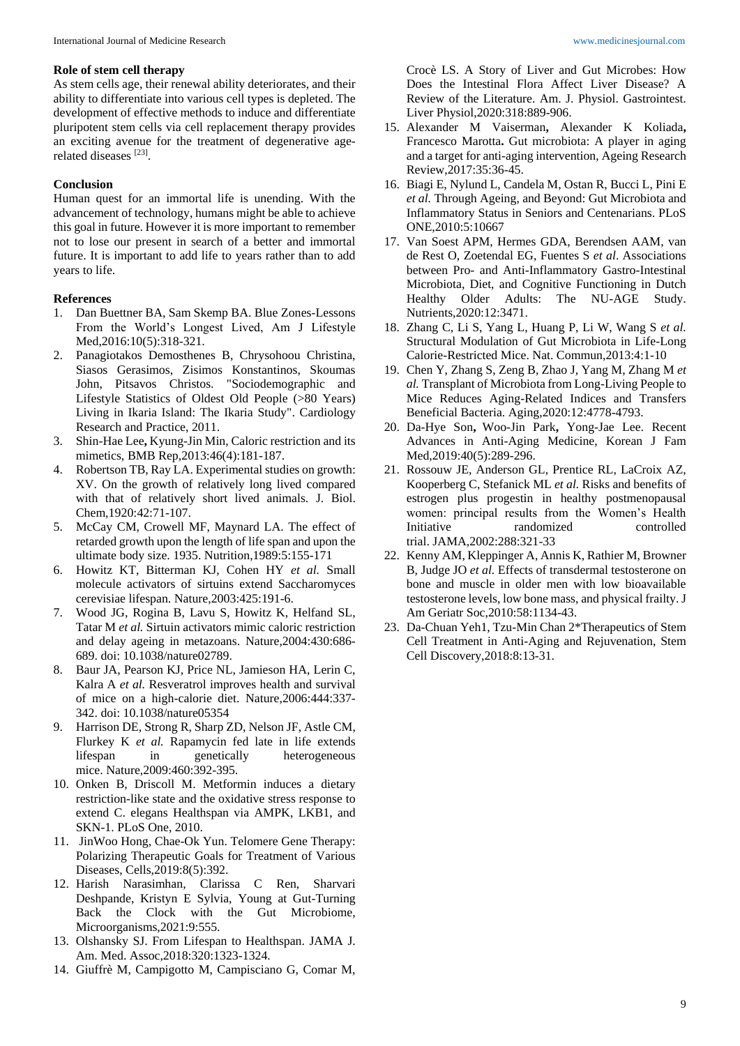## Role of stem cell therapy

As stem cells age, their renewal ability deteriorates, and their ability to differentiate into various cell types is depleted. The development of effective methods to induce and differentiate pluripotent stem cells via cell replacement therapy provides an exciting avenue for the treatment of degenerative age-related diseases [23].

## Conclusion

Human quest for an immortal life is unending. With the advancement of technology, humans might be able to achieve this goal in future. However it is more important to remember not to lose our present in search of a better and immortal future. It is important to add life to years rather than to add years to life.

## References

1. Dan Buettner BA, Sam Skemp BA. Blue Zones-Lessons From the World's Longest Lived, Am J Lifestyle Med,2016:10(5):318-321.
2. Panagiotakos Demosthenes B, Chrysohoou Christina, Siasos Gerasimos, Zisimos Konstantinos, Skoumas John, Pitsavos Christos. "Sociodemographic and Lifestyle Statistics of Oldest Old People (>80 Years) Living in Ikaria Island: The Ikaria Study". Cardiology Research and Practice, 2011.
3. Shin-Hae Lee**,** Kyung-Jin Min, Caloric restriction and its mimetics, BMB Rep,2013:46(4):181-187.
4. Robertson TB, Ray LA. Experimental studies on growth: XV. On the growth of relatively long lived compared with that of relatively short lived animals. J. Biol. Chem,1920:42:71-107.
5. McCay CM, Crowell MF, Maynard LA. The effect of retarded growth upon the length of life span and upon the ultimate body size. 1935. Nutrition,1989:5:155-171
6. Howitz KT, Bitterman KJ, Cohen HY *et al.* Small molecule activators of sirtuins extend Saccharomyces cerevisiae lifespan. Nature,2003:425:191-6.
7. Wood JG, Rogina B, Lavu S, Howitz K, Helfand SL, Tatar M *et al.* Sirtuin activators mimic caloric restriction and delay ageing in metazoans. Nature,2004:430:686-689. doi: 10.1038/nature02789.
8. Baur JA, Pearson KJ, Price NL, Jamieson HA, Lerin C, Kalra A *et al.* Resveratrol improves health and survival of mice on a high-calorie diet. Nature,2006:444:337-342. doi: 10.1038/nature05354
9. Harrison DE, Strong R, Sharp ZD, Nelson JF, Astle CM, Flurkey K *et al.* Rapamycin fed late in life extends lifespan in genetically heterogeneous mice. Nature,2009:460:392-395.
10. Onken B, Driscoll M. Metformin induces a dietary restriction-like state and the oxidative stress response to extend C. elegans Healthspan via AMPK, LKB1, and SKN-1. PLoS One, 2010.
11. JinWoo Hong, Chae-Ok Yun. Telomere Gene Therapy: Polarizing Therapeutic Goals for Treatment of Various Diseases, Cells,2019:8(5):392.
12. Harish Narasimhan, Clarissa C Ren, Sharvari Deshpande, Kristyn E Sylvia, Young at Gut-Turning Back the Clock with the Gut Microbiome, Microorganisms,2021:9:555.
13. Olshansky SJ. From Lifespan to Healthspan. JAMA J. Am. Med. Assoc,2018:320:1323-1324.
14. Giuffrè M, Campigotto M, Campisciano G, Comar M, Crocè LS. A Story of Liver and Gut Microbes: How Does the Intestinal Flora Affect Liver Disease? A Review of the Literature. Am. J. Physiol. Gastrointest. Liver Physiol,2020:318:889-906.
15. Alexander M Vaiserman**,** Alexander K Koliada**,** Francesco Marotta**.** Gut microbiota: A player in aging and a target for anti-aging intervention, Ageing Research Review,2017:35:36-45.
16. Biagi E, Nylund L, Candela M, Ostan R, Bucci L, Pini E *et al.* Through Ageing, and Beyond: Gut Microbiota and Inflammatory Status in Seniors and Centenarians. PLoS ONE,2010:5:10667
17. Van Soest APM, Hermes GDA, Berendsen AAM, van de Rest O, Zoetendal EG, Fuentes S *et al*. Associations between Pro- and Anti-Inflammatory Gastro-Intestinal Microbiota, Diet, and Cognitive Functioning in Dutch Healthy Older Adults: The NU-AGE Study. Nutrients,2020:12:3471.
18. Zhang C, Li S, Yang L, Huang P, Li W, Wang S *et al.* Structural Modulation of Gut Microbiota in Life-Long Calorie-Restricted Mice. Nat. Commun,2013:4:1-10
19. Chen Y, Zhang S, Zeng B, Zhao J, Yang M, Zhang M *et al.* Transplant of Microbiota from Long-Living People to Mice Reduces Aging-Related Indices and Transfers Beneficial Bacteria. Aging,2020:12:4778-4793.
20. Da-Hye Son**,** Woo-Jin Park**,** Yong-Jae Lee. Recent Advances in Anti-Aging Medicine, Korean J Fam Med,2019:40(5):289-296.
21. Rossouw JE, Anderson GL, Prentice RL, LaCroix AZ, Kooperberg C, Stefanick ML *et al.* Risks and benefits of estrogen plus progestin in healthy postmenopausal women: principal results from the Women's Health Initiative randomized controlled trial. JAMA,2002:288:321-33
22. Kenny AM, Kleppinger A, Annis K, Rathier M, Browner B, Judge JO *et al.* Effects of transdermal testosterone on bone and muscle in older men with low bioavailable testosterone levels, low bone mass, and physical frailty. J Am Geriatr Soc,2010:58:1134-43.
23. Da-Chuan Yeh1, Tzu-Min Chan 2*Therapeutics of Stem Cell Treatment in Anti-Aging and Rejuvenation, Stem Cell Discovery,2018:8:13-31.